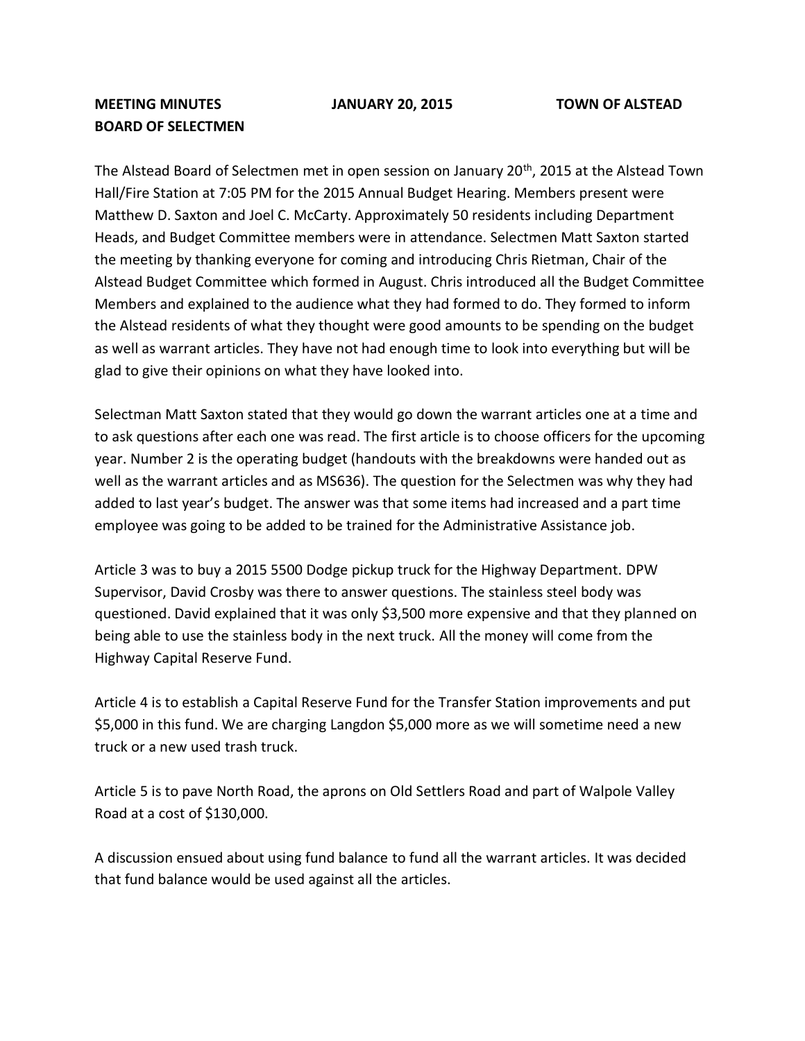**MEETING MINUTES JANUARY 20, 2015 TOWN OF ALSTEAD**
**BOARD OF SELECTMEN**

The Alstead Board of Selectmen met in open session on January 20th, 2015 at the Alstead Town Hall/Fire Station at 7:05 PM for the 2015 Annual Budget Hearing. Members present were Matthew D. Saxton and Joel C. McCarty. Approximately 50 residents including Department Heads, and Budget Committee members were in attendance. Selectmen Matt Saxton started the meeting by thanking everyone for coming and introducing Chris Rietman, Chair of the Alstead Budget Committee which formed in August. Chris introduced all the Budget Committee Members and explained to the audience what they had formed to do. They formed to inform the Alstead residents of what they thought were good amounts to be spending on the budget as well as warrant articles. They have not had enough time to look into everything but will be glad to give their opinions on what they have looked into.

Selectman Matt Saxton stated that they would go down the warrant articles one at a time and to ask questions after each one was read. The first article is to choose officers for the upcoming year. Number 2 is the operating budget (handouts with the breakdowns were handed out as well as the warrant articles and as MS636). The question for the Selectmen was why they had added to last year's budget. The answer was that some items had increased and a part time employee was going to be added to be trained for the Administrative Assistance job.

Article 3 was to buy a 2015 5500 Dodge pickup truck for the Highway Department. DPW Supervisor, David Crosby was there to answer questions. The stainless steel body was questioned. David explained that it was only $3,500 more expensive and that they planned on being able to use the stainless body in the next truck. All the money will come from the Highway Capital Reserve Fund.

Article 4 is to establish a Capital Reserve Fund for the Transfer Station improvements and put $5,000 in this fund. We are charging Langdon $5,000 more as we will sometime need a new truck or a new used trash truck.

Article 5 is to pave North Road, the aprons on Old Settlers Road and part of Walpole Valley Road at a cost of $130,000.

A discussion ensued about using fund balance to fund all the warrant articles. It was decided that fund balance would be used against all the articles.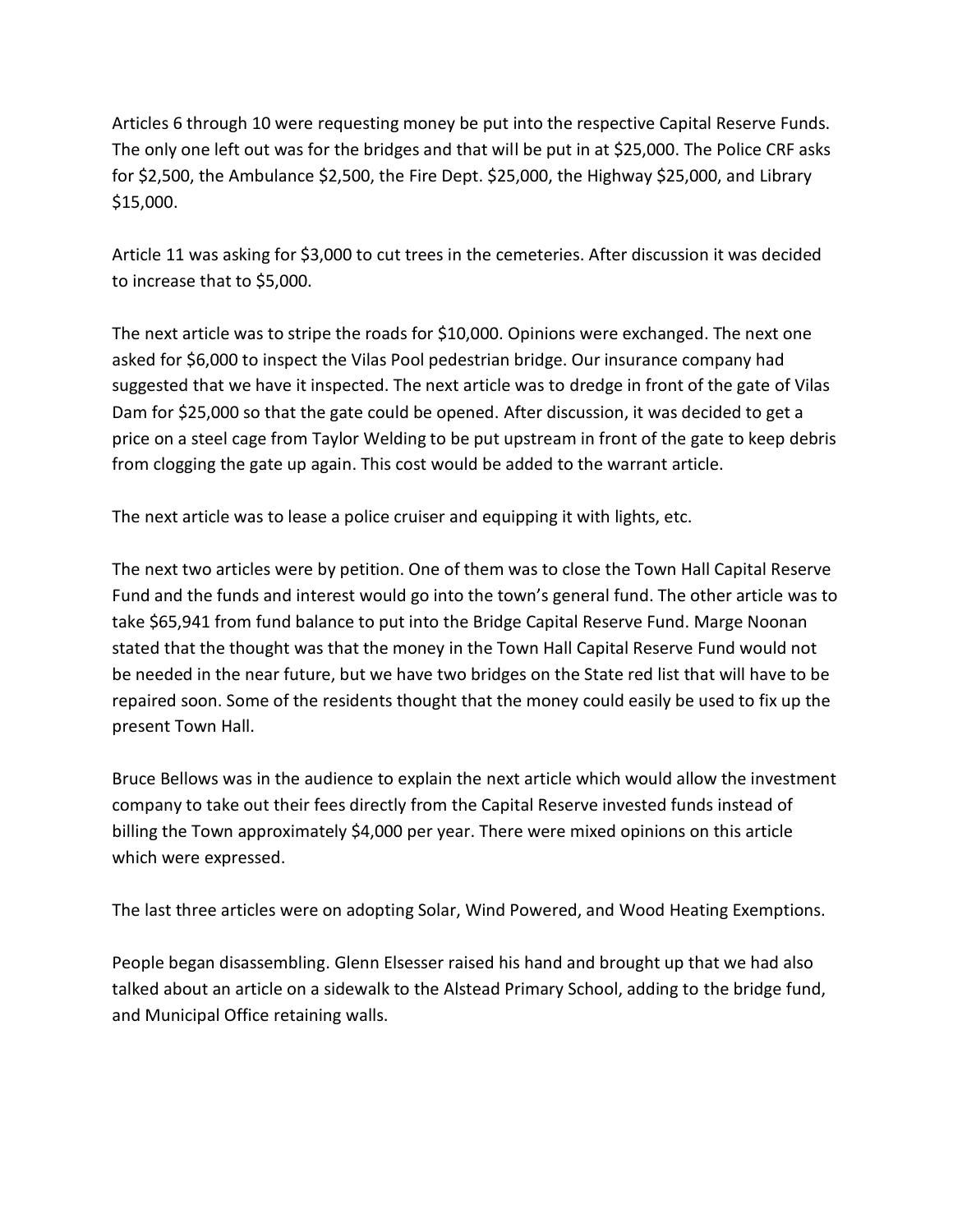Articles 6 through 10 were requesting money be put into the respective Capital Reserve Funds. The only one left out was for the bridges and that will be put in at $25,000. The Police CRF asks for $2,500, the Ambulance $2,500, the Fire Dept. $25,000, the Highway $25,000, and Library $15,000.

Article 11 was asking for $3,000 to cut trees in the cemeteries. After discussion it was decided to increase that to $5,000.

The next article was to stripe the roads for $10,000. Opinions were exchanged. The next one asked for $6,000 to inspect the Vilas Pool pedestrian bridge. Our insurance company had suggested that we have it inspected. The next article was to dredge in front of the gate of Vilas Dam for $25,000 so that the gate could be opened. After discussion, it was decided to get a price on a steel cage from Taylor Welding to be put upstream in front of the gate to keep debris from clogging the gate up again. This cost would be added to the warrant article.

The next article was to lease a police cruiser and equipping it with lights, etc.

The next two articles were by petition. One of them was to close the Town Hall Capital Reserve Fund and the funds and interest would go into the town's general fund. The other article was to take $65,941 from fund balance to put into the Bridge Capital Reserve Fund. Marge Noonan stated that the thought was that the money in the Town Hall Capital Reserve Fund would not be needed in the near future, but we have two bridges on the State red list that will have to be repaired soon. Some of the residents thought that the money could easily be used to fix up the present Town Hall.

Bruce Bellows was in the audience to explain the next article which would allow the investment company to take out their fees directly from the Capital Reserve invested funds instead of billing the Town approximately $4,000 per year. There were mixed opinions on this article which were expressed.

The last three articles were on adopting Solar, Wind Powered, and Wood Heating Exemptions.

People began disassembling. Glenn Elsesser raised his hand and brought up that we had also talked about an article on a sidewalk to the Alstead Primary School, adding to the bridge fund, and Municipal Office retaining walls.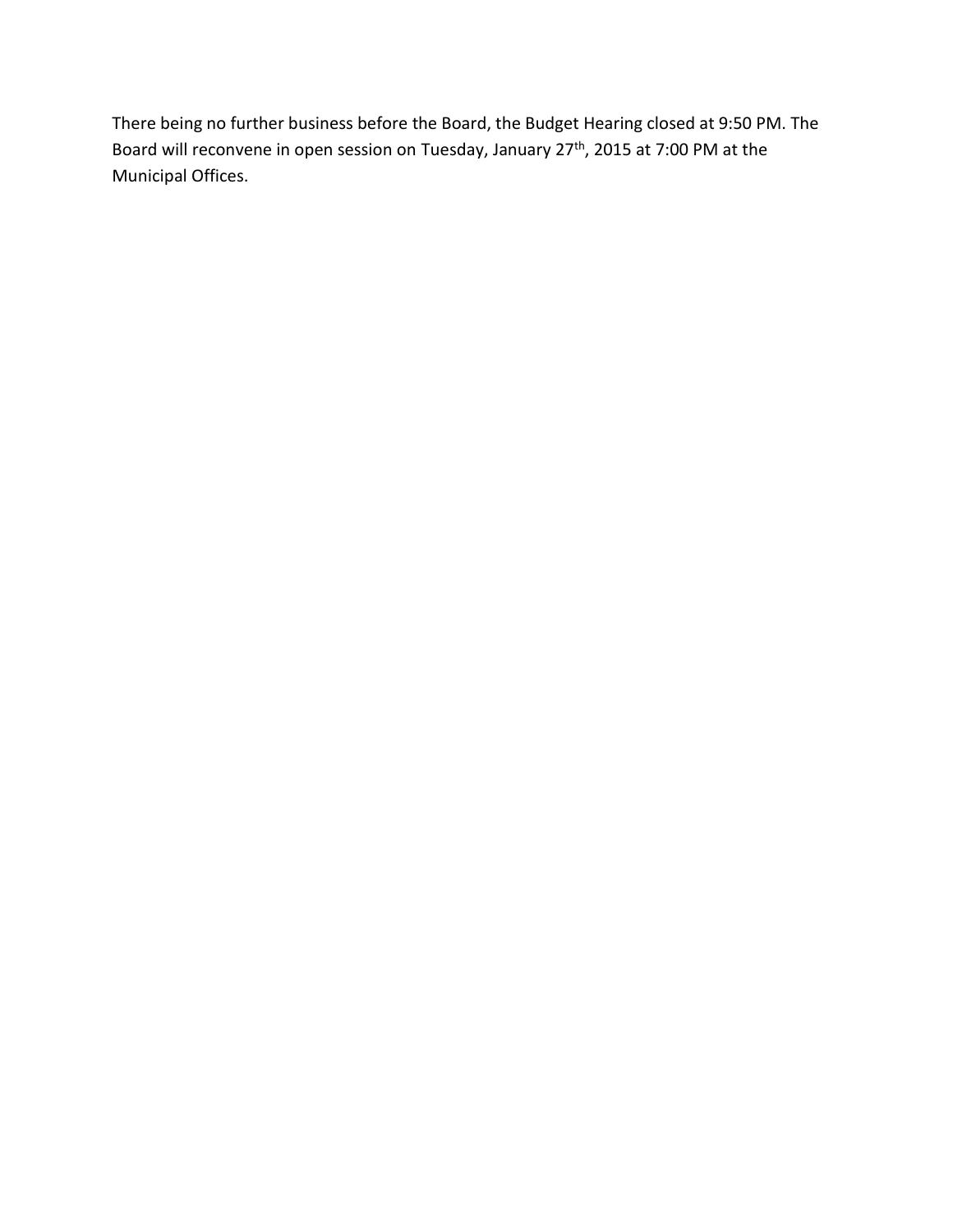There being no further business before the Board, the Budget Hearing closed at 9:50 PM. The Board will reconvene in open session on Tuesday, January 27th, 2015 at 7:00 PM at the Municipal Offices.